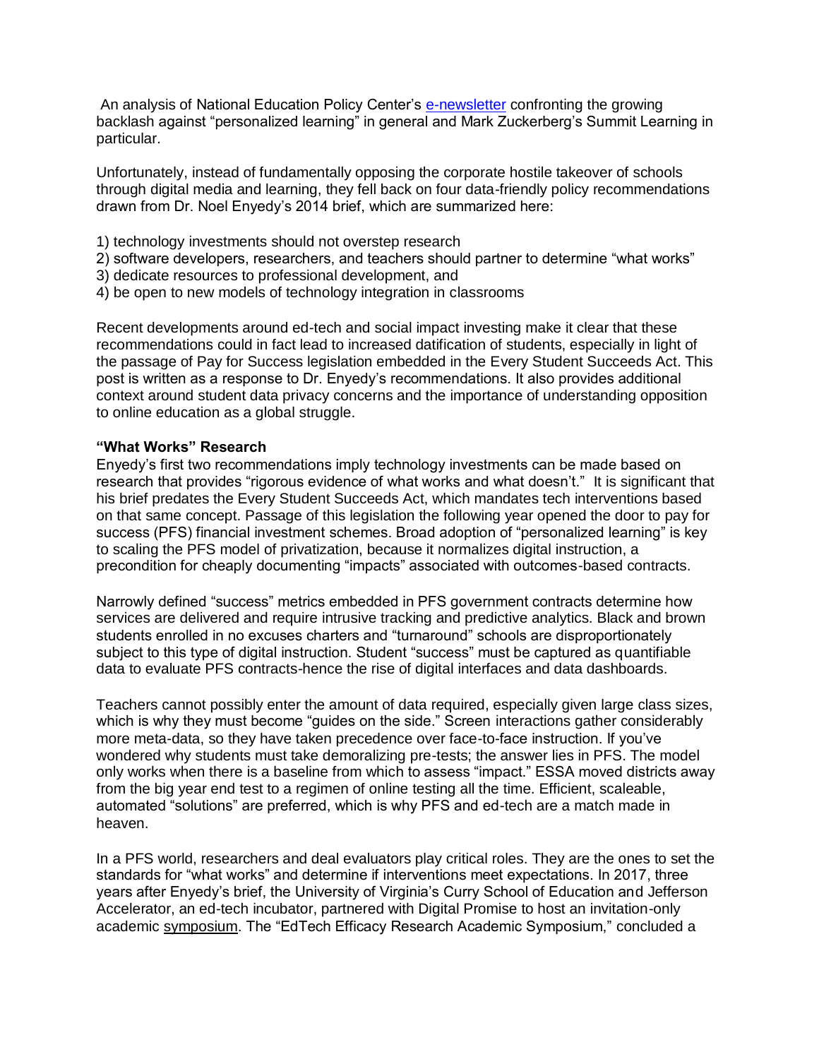An analysis of National Education Policy Center's e-newsletter confronting the growing backlash against "personalized learning" in general and Mark Zuckerberg's Summit Learning in particular.

Unfortunately, instead of fundamentally opposing the corporate hostile takeover of schools through digital media and learning, they fell back on four data-friendly policy recommendations drawn from Dr. Noel Enyedy's 2014 brief, which are summarized here:

1) technology investments should not overstep research
2) software developers, researchers, and teachers should partner to determine "what works"
3) dedicate resources to professional development, and
4) be open to new models of technology integration in classrooms

Recent developments around ed-tech and social impact investing make it clear that these recommendations could in fact lead to increased datification of students, especially in light of the passage of Pay for Success legislation embedded in the Every Student Succeeds Act. This post is written as a response to Dr. Enyedy's recommendations. It also provides additional context around student data privacy concerns and the importance of understanding opposition to online education as a global struggle.

**"What Works" Research**

Enyedy's first two recommendations imply technology investments can be made based on research that provides "rigorous evidence of what works and what doesn't." It is significant that his brief predates the Every Student Succeeds Act, which mandates tech interventions based on that same concept. Passage of this legislation the following year opened the door to pay for success (PFS) financial investment schemes. Broad adoption of "personalized learning" is key to scaling the PFS model of privatization, because it normalizes digital instruction, a precondition for cheaply documenting "impacts" associated with outcomes-based contracts.

Narrowly defined "success" metrics embedded in PFS government contracts determine how services are delivered and require intrusive tracking and predictive analytics. Black and brown students enrolled in no excuses charters and "turnaround" schools are disproportionately subject to this type of digital instruction. Student "success" must be captured as quantifiable data to evaluate PFS contracts-hence the rise of digital interfaces and data dashboards.

Teachers cannot possibly enter the amount of data required, especially given large class sizes, which is why they must become "guides on the side." Screen interactions gather considerably more meta-data, so they have taken precedence over face-to-face instruction. If you've wondered why students must take demoralizing pre-tests; the answer lies in PFS. The model only works when there is a baseline from which to assess "impact." ESSA moved districts away from the big year end test to a regimen of online testing all the time. Efficient, scaleable, automated "solutions" are preferred, which is why PFS and ed-tech are a match made in heaven.

In a PFS world, researchers and deal evaluators play critical roles. They are the ones to set the standards for "what works" and determine if interventions meet expectations. In 2017, three years after Enyedy's brief, the University of Virginia's Curry School of Education and Jefferson Accelerator, an ed-tech incubator, partnered with Digital Promise to host an invitation-only academic symposium. The "EdTech Efficacy Research Academic Symposium," concluded a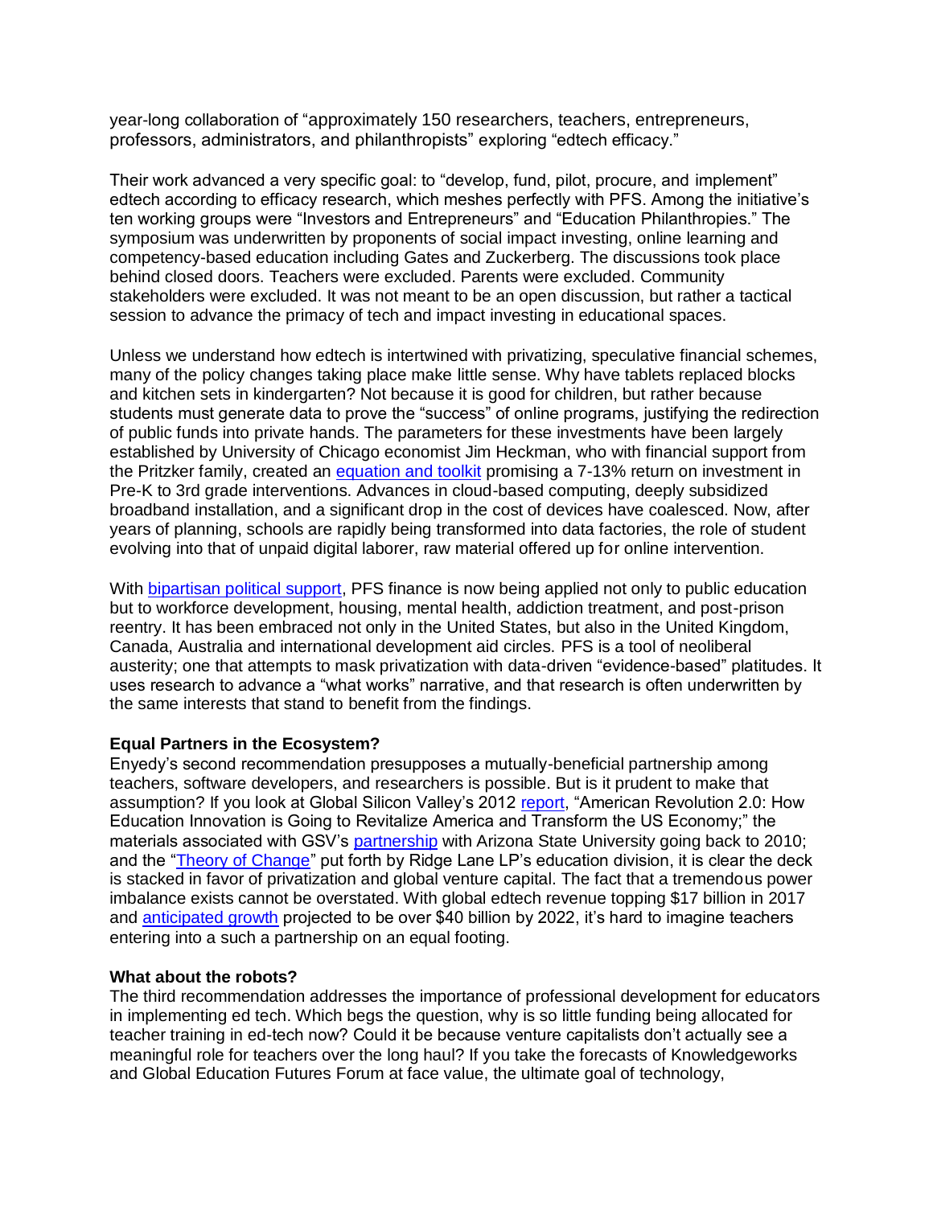year-long collaboration of “approximately 150 researchers, teachers, entrepreneurs, professors, administrators, and philanthropists” exploring “edtech efficacy.”

Their work advanced a very specific goal: to “develop, fund, pilot, procure, and implement” edtech according to efficacy research, which meshes perfectly with PFS. Among the initiative’s ten working groups were “Investors and Entrepreneurs” and “Education Philanthropies.” The symposium was underwritten by proponents of social impact investing, online learning and competency-based education including Gates and Zuckerberg. The discussions took place behind closed doors. Teachers were excluded. Parents were excluded. Community stakeholders were excluded. It was not meant to be an open discussion, but rather a tactical session to advance the primacy of tech and impact investing in educational spaces.

Unless we understand how edtech is intertwined with privatizing, speculative financial schemes, many of the policy changes taking place make little sense. Why have tablets replaced blocks and kitchen sets in kindergarten? Not because it is good for children, but rather because students must generate data to prove the “success” of online programs, justifying the redirection of public funds into private hands. The parameters for these investments have been largely established by University of Chicago economist Jim Heckman, who with financial support from the Pritzker family, created an equation and toolkit promising a 7-13% return on investment in Pre-K to 3rd grade interventions. Advances in cloud-based computing, deeply subsidized broadband installation, and a significant drop in the cost of devices have coalesced. Now, after years of planning, schools are rapidly being transformed into data factories, the role of student evolving into that of unpaid digital laborer, raw material offered up for online intervention.

With bipartisan political support, PFS finance is now being applied not only to public education but to workforce development, housing, mental health, addiction treatment, and post-prison reentry. It has been embraced not only in the United States, but also in the United Kingdom, Canada, Australia and international development aid circles. PFS is a tool of neoliberal austerity; one that attempts to mask privatization with data-driven “evidence-based” platitudes. It uses research to advance a “what works” narrative, and that research is often underwritten by the same interests that stand to benefit from the findings.

**Equal Partners in the Ecosystem?**

Enyedy’s second recommendation presupposes a mutually-beneficial partnership among teachers, software developers, and researchers is possible. But is it prudent to make that assumption? If you look at Global Silicon Valley’s 2012 report, “American Revolution 2.0: How Education Innovation is Going to Revitalize America and Transform the US Economy;” the materials associated with GSV’s partnership with Arizona State University going back to 2010; and the “Theory of Change” put forth by Ridge Lane LP’s education division, it is clear the deck is stacked in favor of privatization and global venture capital. The fact that a tremendous power imbalance exists cannot be overstated. With global edtech revenue topping $17 billion in 2017 and anticipated growth projected to be over $40 billion by 2022, it’s hard to imagine teachers entering into a such a partnership on an equal footing.

**What about the robots?**

The third recommendation addresses the importance of professional development for educators in implementing ed tech. Which begs the question, why is so little funding being allocated for teacher training in ed-tech now? Could it be because venture capitalists don’t actually see a meaningful role for teachers over the long haul? If you take the forecasts of Knowledgeworks and Global Education Futures Forum at face value, the ultimate goal of technology,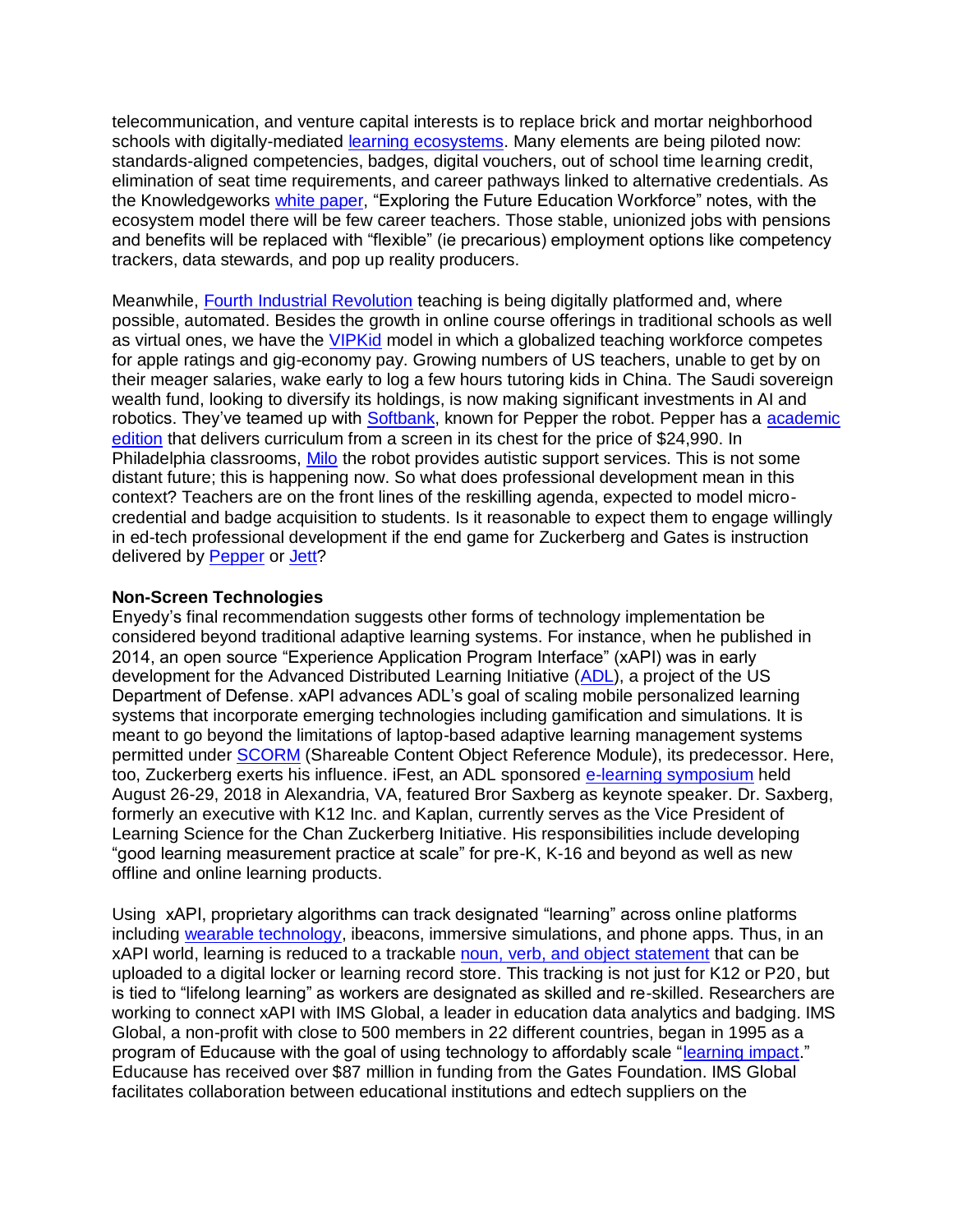telecommunication, and venture capital interests is to replace brick and mortar neighborhood schools with digitally-mediated learning ecosystems. Many elements are being piloted now: standards-aligned competencies, badges, digital vouchers, out of school time learning credit, elimination of seat time requirements, and career pathways linked to alternative credentials. As the Knowledgeworks white paper, "Exploring the Future Education Workforce" notes, with the ecosystem model there will be few career teachers. Those stable, unionized jobs with pensions and benefits will be replaced with "flexible" (ie precarious) employment options like competency trackers, data stewards, and pop up reality producers.

Meanwhile, Fourth Industrial Revolution teaching is being digitally platformed and, where possible, automated. Besides the growth in online course offerings in traditional schools as well as virtual ones, we have the VIPKid model in which a globalized teaching workforce competes for apple ratings and gig-economy pay. Growing numbers of US teachers, unable to get by on their meager salaries, wake early to log a few hours tutoring kids in China. The Saudi sovereign wealth fund, looking to diversify its holdings, is now making significant investments in AI and robotics. They've teamed up with Softbank, known for Pepper the robot. Pepper has a academic edition that delivers curriculum from a screen in its chest for the price of $24,990. In Philadelphia classrooms, Milo the robot provides autistic support services. This is not some distant future; this is happening now. So what does professional development mean in this context? Teachers are on the front lines of the reskilling agenda, expected to model micro-credential and badge acquisition to students. Is it reasonable to expect them to engage willingly in ed-tech professional development if the end game for Zuckerberg and Gates is instruction delivered by Pepper or Jett?

**Non-Screen Technologies**

Enyedy's final recommendation suggests other forms of technology implementation be considered beyond traditional adaptive learning systems. For instance, when he published in 2014, an open source "Experience Application Program Interface" (xAPI) was in early development for the Advanced Distributed Learning Initiative (ADL), a project of the US Department of Defense. xAPI advances ADL's goal of scaling mobile personalized learning systems that incorporate emerging technologies including gamification and simulations. It is meant to go beyond the limitations of laptop-based adaptive learning management systems permitted under SCORM (Shareable Content Object Reference Module), its predecessor. Here, too, Zuckerberg exerts his influence. iFest, an ADL sponsored e-learning symposium held August 26-29, 2018 in Alexandria, VA, featured Bror Saxberg as keynote speaker. Dr. Saxberg, formerly an executive with K12 Inc. and Kaplan, currently serves as the Vice President of Learning Science for the Chan Zuckerberg Initiative. His responsibilities include developing "good learning measurement practice at scale" for pre-K, K-16 and beyond as well as new offline and online learning products.

Using xAPI, proprietary algorithms can track designated "learning" across online platforms including wearable technology, ibeacons, immersive simulations, and phone apps. Thus, in an xAPI world, learning is reduced to a trackable noun, verb, and object statement that can be uploaded to a digital locker or learning record store. This tracking is not just for K12 or P20, but is tied to "lifelong learning" as workers are designated as skilled and re-skilled. Researchers are working to connect xAPI with IMS Global, a leader in education data analytics and badging. IMS Global, a non-profit with close to 500 members in 22 different countries, began in 1995 as a program of Educause with the goal of using technology to affordably scale "learning impact." Educause has received over $87 million in funding from the Gates Foundation. IMS Global facilitates collaboration between educational institutions and edtech suppliers on the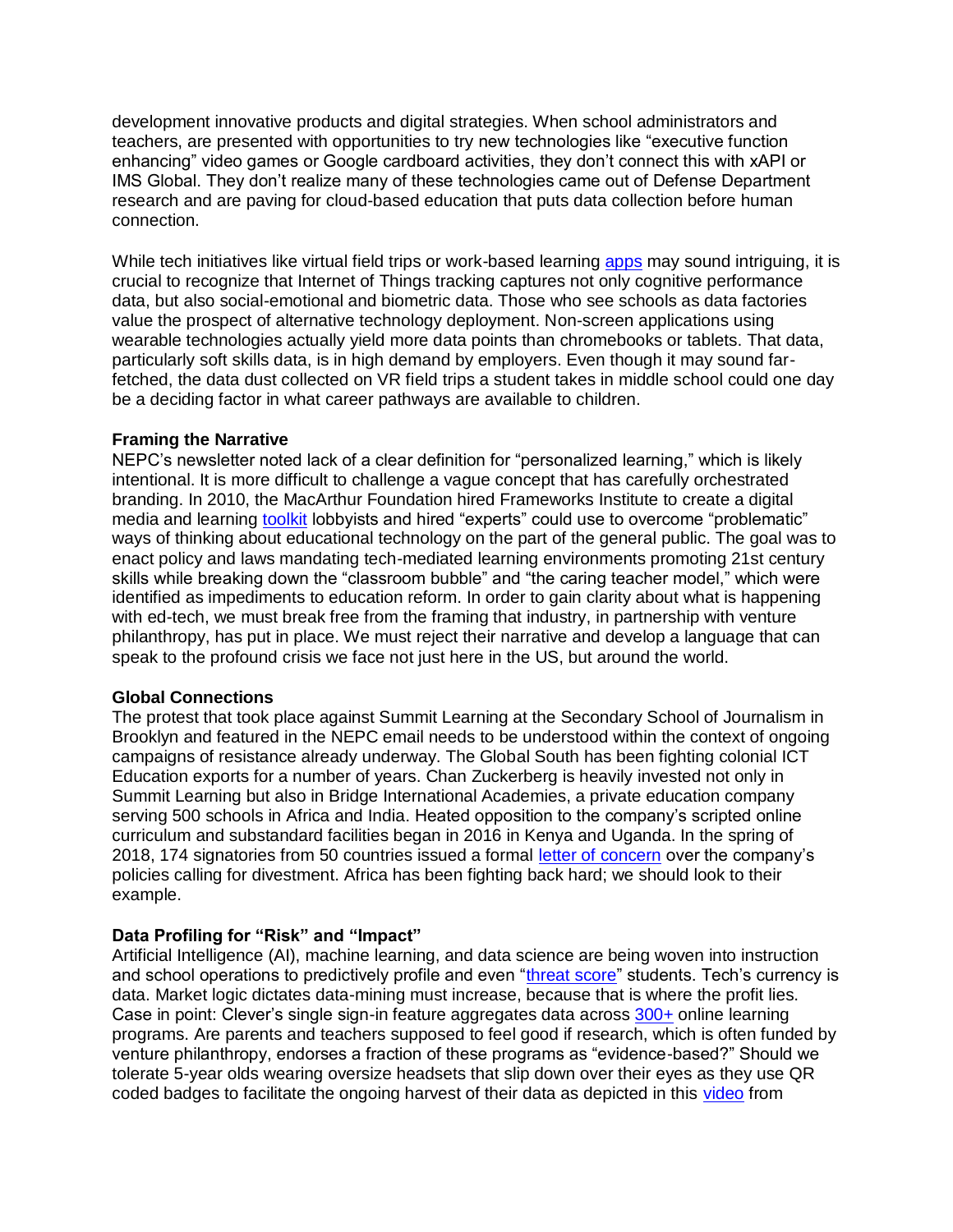development innovative products and digital strategies. When school administrators and teachers, are presented with opportunities to try new technologies like "executive function enhancing" video games or Google cardboard activities, they don't connect this with xAPI or IMS Global. They don't realize many of these technologies came out of Defense Department research and are paving for cloud-based education that puts data collection before human connection.

While tech initiatives like virtual field trips or work-based learning apps may sound intriguing, it is crucial to recognize that Internet of Things tracking captures not only cognitive performance data, but also social-emotional and biometric data. Those who see schools as data factories value the prospect of alternative technology deployment. Non-screen applications using wearable technologies actually yield more data points than chromebooks or tablets. That data, particularly soft skills data, is in high demand by employers. Even though it may sound far-fetched, the data dust collected on VR field trips a student takes in middle school could one day be a deciding factor in what career pathways are available to children.

**Framing the Narrative**
NEPC's newsletter noted lack of a clear definition for "personalized learning," which is likely intentional. It is more difficult to challenge a vague concept that has carefully orchestrated branding. In 2010, the MacArthur Foundation hired Frameworks Institute to create a digital media and learning toolkit lobbyists and hired "experts" could use to overcome "problematic" ways of thinking about educational technology on the part of the general public. The goal was to enact policy and laws mandating tech-mediated learning environments promoting 21st century skills while breaking down the "classroom bubble" and "the caring teacher model," which were identified as impediments to education reform. In order to gain clarity about what is happening with ed-tech, we must break free from the framing that industry, in partnership with venture philanthropy, has put in place. We must reject their narrative and develop a language that can speak to the profound crisis we face not just here in the US, but around the world.

**Global Connections**
The protest that took place against Summit Learning at the Secondary School of Journalism in Brooklyn and featured in the NEPC email needs to be understood within the context of ongoing campaigns of resistance already underway. The Global South has been fighting colonial ICT Education exports for a number of years. Chan Zuckerberg is heavily invested not only in Summit Learning but also in Bridge International Academies, a private education company serving 500 schools in Africa and India. Heated opposition to the company's scripted online curriculum and substandard facilities began in 2016 in Kenya and Uganda. In the spring of 2018, 174 signatories from 50 countries issued a formal letter of concern over the company's policies calling for divestment. Africa has been fighting back hard; we should look to their example.

**Data Profiling for "Risk" and "Impact"**
Artificial Intelligence (AI), machine learning, and data science are being woven into instruction and school operations to predictively profile and even "threat score" students. Tech's currency is data. Market logic dictates data-mining must increase, because that is where the profit lies. Case in point: Clever's single sign-in feature aggregates data across 300+ online learning programs. Are parents and teachers supposed to feel good if research, which is often funded by venture philanthropy, endorses a fraction of these programs as "evidence-based?" Should we tolerate 5-year olds wearing oversize headsets that slip down over their eyes as they use QR coded badges to facilitate the ongoing harvest of their data as depicted in this video from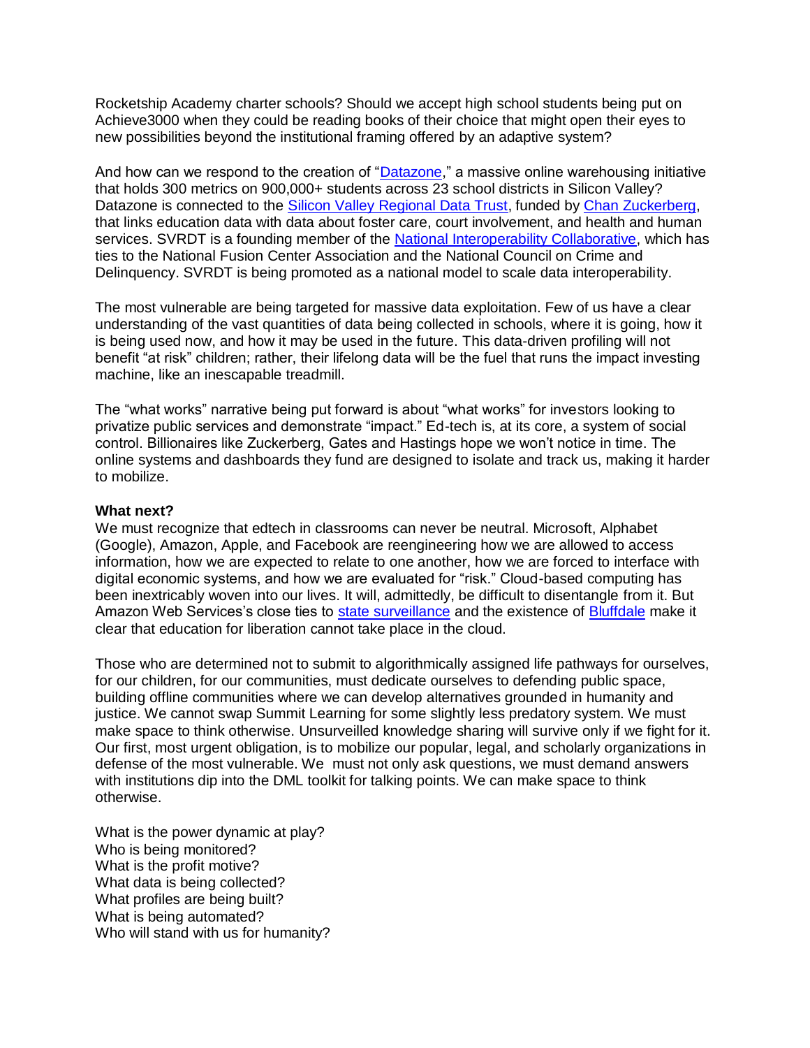Rocketship Academy charter schools? Should we accept high school students being put on Achieve3000 when they could be reading books of their choice that might open their eyes to new possibilities beyond the institutional framing offered by an adaptive system?

And how can we respond to the creation of "Datazone," a massive online warehousing initiative that holds 300 metrics on 900,000+ students across 23 school districts in Silicon Valley? Datazone is connected to the Silicon Valley Regional Data Trust, funded by Chan Zuckerberg, that links education data with data about foster care, court involvement, and health and human services. SVRDT is a founding member of the National Interoperability Collaborative, which has ties to the National Fusion Center Association and the National Council on Crime and Delinquency. SVRDT is being promoted as a national model to scale data interoperability.

The most vulnerable are being targeted for massive data exploitation. Few of us have a clear understanding of the vast quantities of data being collected in schools, where it is going, how it is being used now, and how it may be used in the future. This data-driven profiling will not benefit "at risk" children; rather, their lifelong data will be the fuel that runs the impact investing machine, like an inescapable treadmill.

The "what works" narrative being put forward is about "what works" for investors looking to privatize public services and demonstrate "impact." Ed-tech is, at its core, a system of social control. Billionaires like Zuckerberg, Gates and Hastings hope we won't notice in time. The online systems and dashboards they fund are designed to isolate and track us, making it harder to mobilize.

**What next?**

We must recognize that edtech in classrooms can never be neutral. Microsoft, Alphabet (Google), Amazon, Apple, and Facebook are reengineering how we are allowed to access information, how we are expected to relate to one another, how we are forced to interface with digital economic systems, and how we are evaluated for "risk." Cloud-based computing has been inextricably woven into our lives. It will, admittedly, be difficult to disentangle from it. But Amazon Web Services's close ties to state surveillance and the existence of Bluffdale make it clear that education for liberation cannot take place in the cloud.

Those who are determined not to submit to algorithmically assigned life pathways for ourselves, for our children, for our communities, must dedicate ourselves to defending public space, building offline communities where we can develop alternatives grounded in humanity and justice. We cannot swap Summit Learning for some slightly less predatory system. We must make space to think otherwise. Unsurveilled knowledge sharing will survive only if we fight for it. Our first, most urgent obligation, is to mobilize our popular, legal, and scholarly organizations in defense of the most vulnerable. We must not only ask questions, we must demand answers with institutions dip into the DML toolkit for talking points. We can make space to think otherwise.

What is the power dynamic at play?
Who is being monitored?
What is the profit motive?
What data is being collected?
What profiles are being built?
What is being automated?
Who will stand with us for humanity?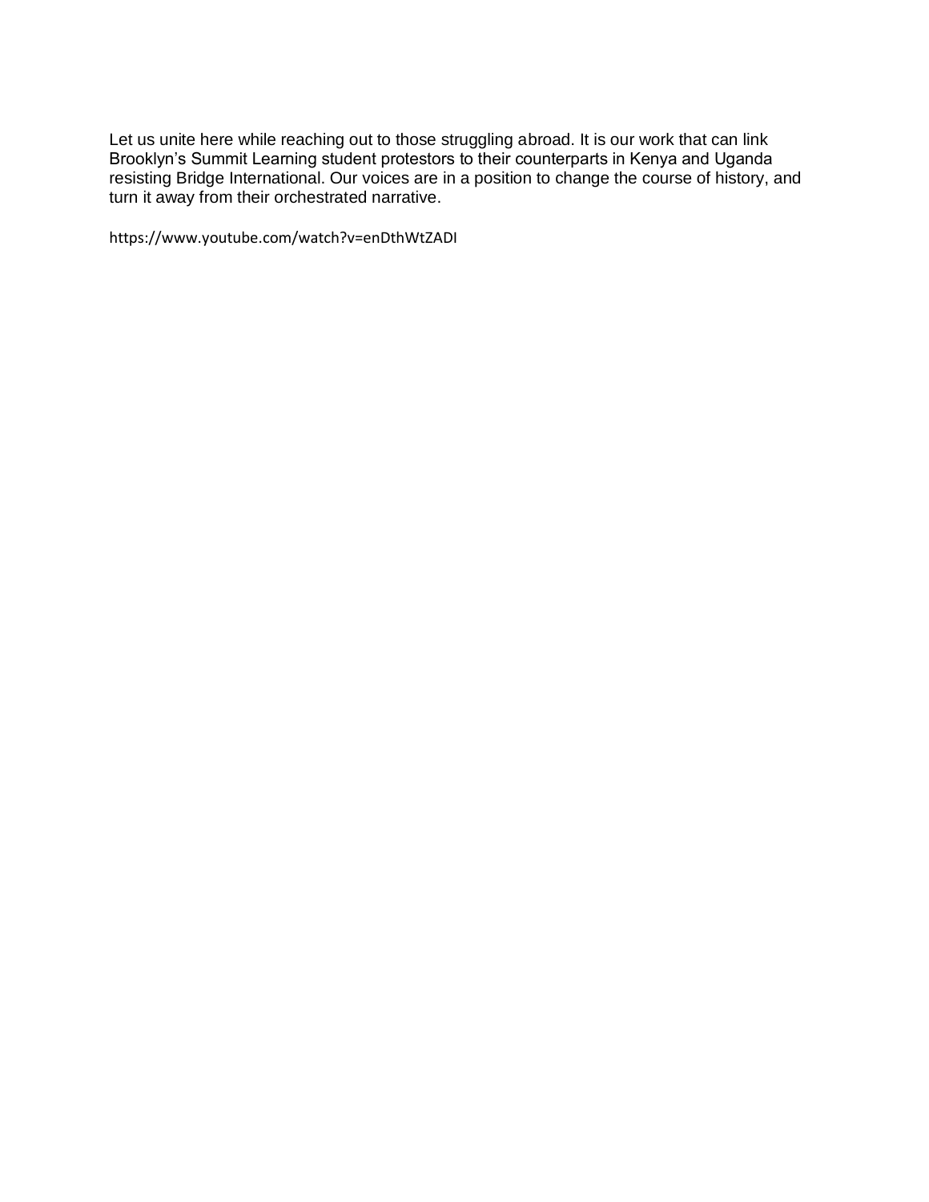Let us unite here while reaching out to those struggling abroad. It is our work that can link Brooklyn's Summit Learning student protestors to their counterparts in Kenya and Uganda resisting Bridge International. Our voices are in a position to change the course of history, and turn it away from their orchestrated narrative.

https://www.youtube.com/watch?v=enDthWtZADI